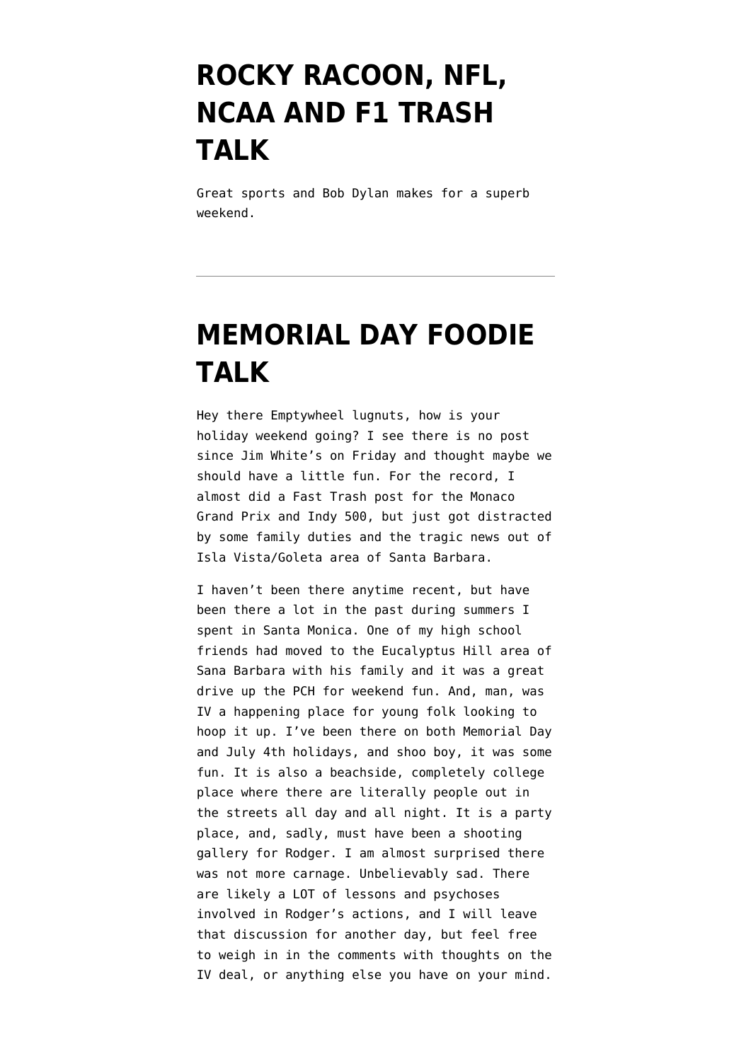# ROCKY RACOON, NFL, NCAA AND F1 TRASH TALK

Great sports and Bob Dylan makes for a superb weekend.

---

# MEMORIAL DAY FOODIE TALK

Hey there Emptywheel lugnuts, how is your holiday weekend going? I see there is no post since Jim White's on Friday and thought maybe we should have a little fun. For the record, I almost did a Fast Trash post for the Monaco Grand Prix and Indy 500, but just got distracted by some family duties and the tragic news out of Isla Vista/Goleta area of Santa Barbara.

I haven't been there anytime recent, but have been there a lot in the past during summers I spent in Santa Monica. One of my high school friends had moved to the Eucalyptus Hill area of Sana Barbara with his family and it was a great drive up the PCH for weekend fun. And, man, was IV a happening place for young folk looking to hoop it up. I've been there on both Memorial Day and July 4th holidays, and shoo boy, it was some fun. It is also a beachside, completely college place where there are literally people out in the streets all day and all night. It is a party place, and, sadly, must have been a shooting gallery for Rodger. I am almost surprised there was not more carnage. Unbelievably sad. There are likely a LOT of lessons and psychoses involved in Rodger's actions, and I will leave that discussion for another day, but feel free to weigh in in the comments with thoughts on the IV deal, or anything else you have on your mind.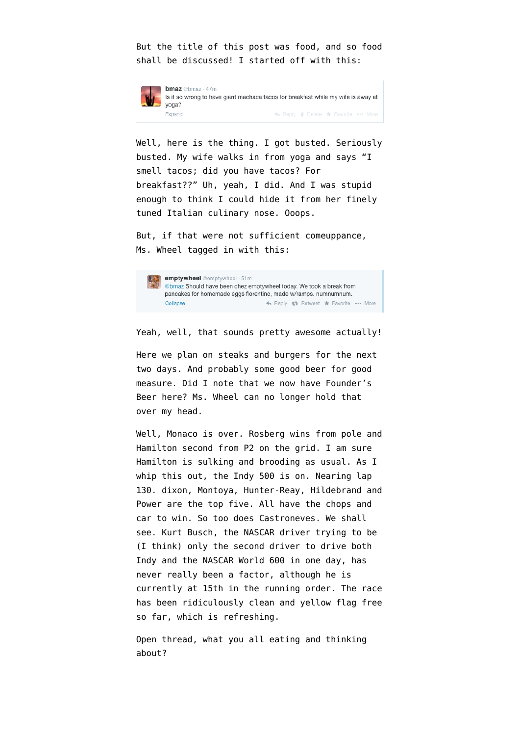But the title of this post was food, and so food shall be discussed! I started off with this:

> **bmaz** @bmaz · 47m
> Is it so wrong to have giant machaca tacos for breakfast while my wife is away at yoga?
> Expand · Reply · Delete · Favorite · More

Well, here is the thing. I got busted. Seriously busted. My wife walks in from yoga and says "I smell tacos; did you have tacos? For breakfast??" Uh, yeah, I did. And I was stupid enough to think I could hide it from her finely tuned Italian culinary nose. Ooops.

But, if that were not sufficient comeuppance, Ms. Wheel tagged in with this:

> **emptywheel** @emptywheel · 51m
> @bmaz Should have been chez emptywheel today. We took a break from pancakes for homemade eggs florentine, made w/ramps. numnumnum.
> Collapse · Reply · Retweet · Favorite · More

Yeah, well, that sounds pretty awesome actually!

Here we plan on steaks and burgers for the next two days. And probably some good beer for good measure. Did I note that we now have Founder's Beer here? Ms. Wheel can no longer hold that over my head.

Well, Monaco is over. Rosberg wins from pole and Hamilton second from P2 on the grid. I am sure Hamilton is sulking and brooding as usual. As I whip this out, the Indy 500 is on. Nearing lap 130. dixon, Montoya, Hunter-Reay, Hildebrand and Power are the top five. All have the chops and car to win. So too does Castroneves. We shall see. Kurt Busch, the NASCAR driver trying to be (I think) only the second driver to drive both Indy and the NASCAR World 600 in one day, has never really been a factor, although he is currently at 15th in the running order. The race has been ridiculously clean and yellow flag free so far, which is refreshing.

Open thread, what you all eating and thinking about?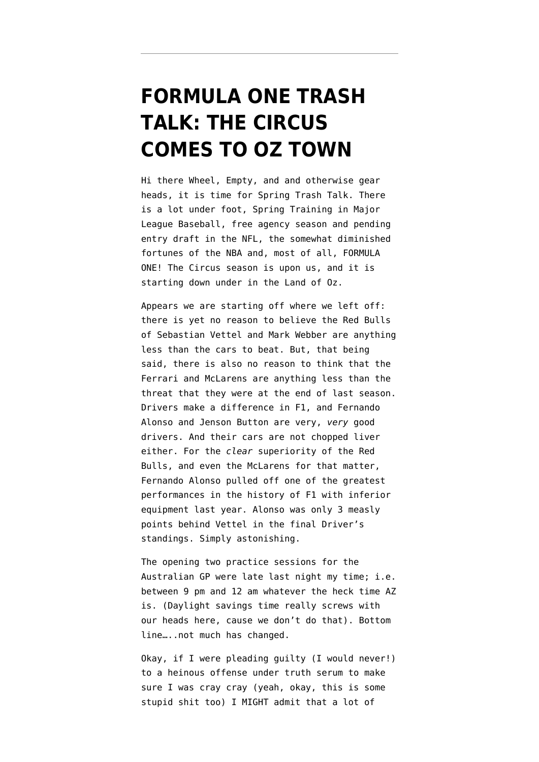# FORMULA ONE TRASH TALK: THE CIRCUS COMES TO OZ TOWN

Hi there Wheel, Empty, and and otherwise gear heads, it is time for Spring Trash Talk. There is a lot under foot, Spring Training in Major League Baseball, free agency season and pending entry draft in the NFL, the somewhat diminished fortunes of the NBA and, most of all, FORMULA ONE! The Circus season is upon us, and it is starting down under in the Land of Oz.

Appears we are starting off where we left off: there is yet no reason to believe the Red Bulls of Sebastian Vettel and Mark Webber are anything less than the cars to beat. But, that being said, there is also no reason to think that the Ferrari and McLarens are anything less than the threat that they were at the end of last season. Drivers make a difference in F1, and Fernando Alonso and Jenson Button are very, *very* good drivers. And their cars are not chopped liver either. For the *clear* superiority of the Red Bulls, and even the McLarens for that matter, Fernando Alonso pulled off one of the greatest performances in the history of F1 with inferior equipment last year. Alonso was only 3 measly points behind Vettel in the final Driver's standings. Simply astonishing.

The opening two practice sessions for the Australian GP were late last night my time; i.e. between 9 pm and 12 am whatever the heck time AZ is. (Daylight savings time really screws with our heads here, cause we don't do that). Bottom line…..not much has changed.

Okay, if I were pleading guilty (I would never!) to a heinous offense under truth serum to make sure I was cray cray (yeah, okay, this is some stupid shit too) I MIGHT admit that a lot of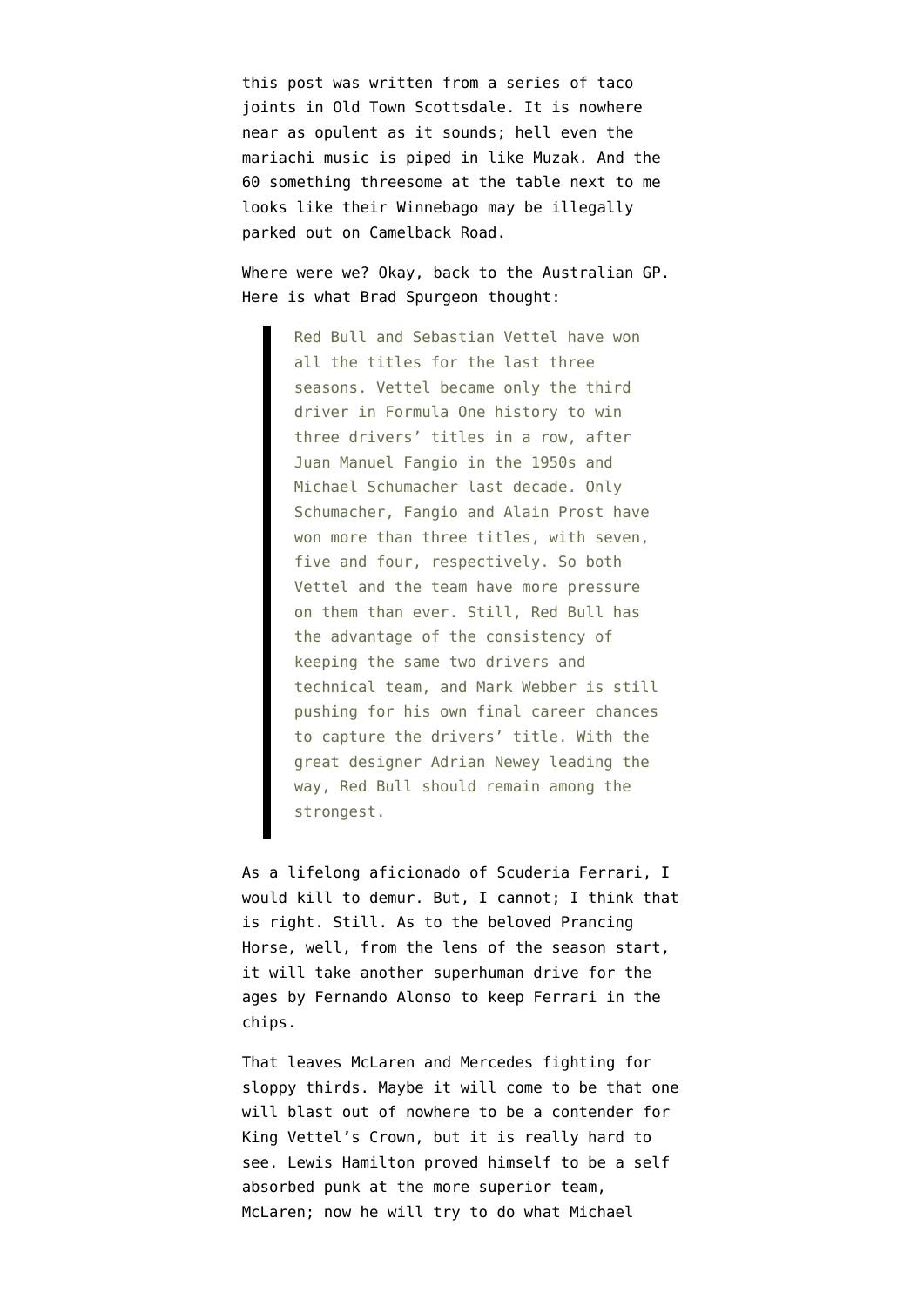this post was written from a series of taco joints in Old Town Scottsdale. It is nowhere near as opulent as it sounds; hell even the mariachi music is piped in like Muzak. And the 60 something threesome at the table next to me looks like their Winnebago may be illegally parked out on Camelback Road.

Where were we? Okay, back to the Australian GP. Here is what Brad Spurgeon thought:

> Red Bull and Sebastian Vettel have won all the titles for the last three seasons. Vettel became only the third driver in Formula One history to win three drivers' titles in a row, after Juan Manuel Fangio in the 1950s and Michael Schumacher last decade. Only Schumacher, Fangio and Alain Prost have won more than three titles, with seven, five and four, respectively. So both Vettel and the team have more pressure on them than ever. Still, Red Bull has the advantage of the consistency of keeping the same two drivers and technical team, and Mark Webber is still pushing for his own final career chances to capture the drivers' title. With the great designer Adrian Newey leading the way, Red Bull should remain among the strongest.

As a lifelong aficionado of Scuderia Ferrari, I would kill to demur. But, I cannot; I think that is right. Still. As to the beloved Prancing Horse, well, from the lens of the season start, it will take another superhuman drive for the ages by Fernando Alonso to keep Ferrari in the chips.

That leaves McLaren and Mercedes fighting for sloppy thirds. Maybe it will come to be that one will blast out of nowhere to be a contender for King Vettel's Crown, but it is really hard to see. Lewis Hamilton proved himself to be a self absorbed punk at the more superior team, McLaren; now he will try to do what Michael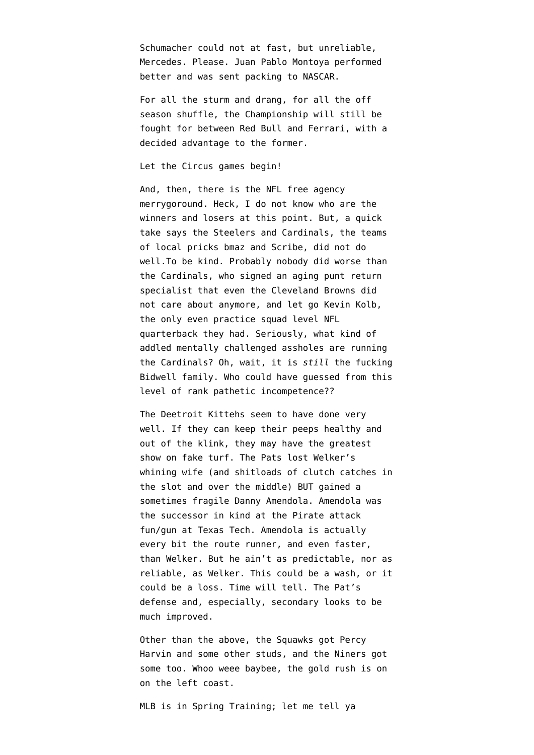Schumacher could not at fast, but unreliable, Mercedes. Please. Juan Pablo Montoya performed better and was sent packing to NASCAR.

For all the sturm and drang, for all the off season shuffle, the Championship will still be fought for between Red Bull and Ferrari, with a decided advantage to the former.

Let the Circus games begin!

And, then, there is the NFL free agency merrygoround. Heck, I do not know who are the winners and losers at this point. But, a quick take says the Steelers and Cardinals, the teams of local pricks bmaz and Scribe, did not do well.To be kind. Probably nobody did worse than the Cardinals, who signed an aging punt return specialist that even the Cleveland Browns did not care about anymore, and let go Kevin Kolb, the only even practice squad level NFL quarterback they had. Seriously, what kind of addled mentally challenged assholes are running the Cardinals? Oh, wait, it is *still* the fucking Bidwell family. Who could have guessed from this level of rank pathetic incompetence??

The Deetroit Kittehs seem to have done very well. If they can keep their peeps healthy and out of the klink, they may have the greatest show on fake turf. The Pats lost Welker's whining wife (and shitloads of clutch catches in the slot and over the middle) BUT gained a sometimes fragile Danny Amendola. Amendola was the successor in kind at the Pirate attack fun/gun at Texas Tech. Amendola is actually every bit the route runner, and even faster, than Welker. But he ain't as predictable, nor as reliable, as Welker. This could be a wash, or it could be a loss. Time will tell. The Pat's defense and, especially, secondary looks to be much improved.

Other than the above, the Squawks got Percy Harvin and some other studs, and the Niners got some too. Whoo weee baybee, the gold rush is on on the left coast.

MLB is in Spring Training; let me tell ya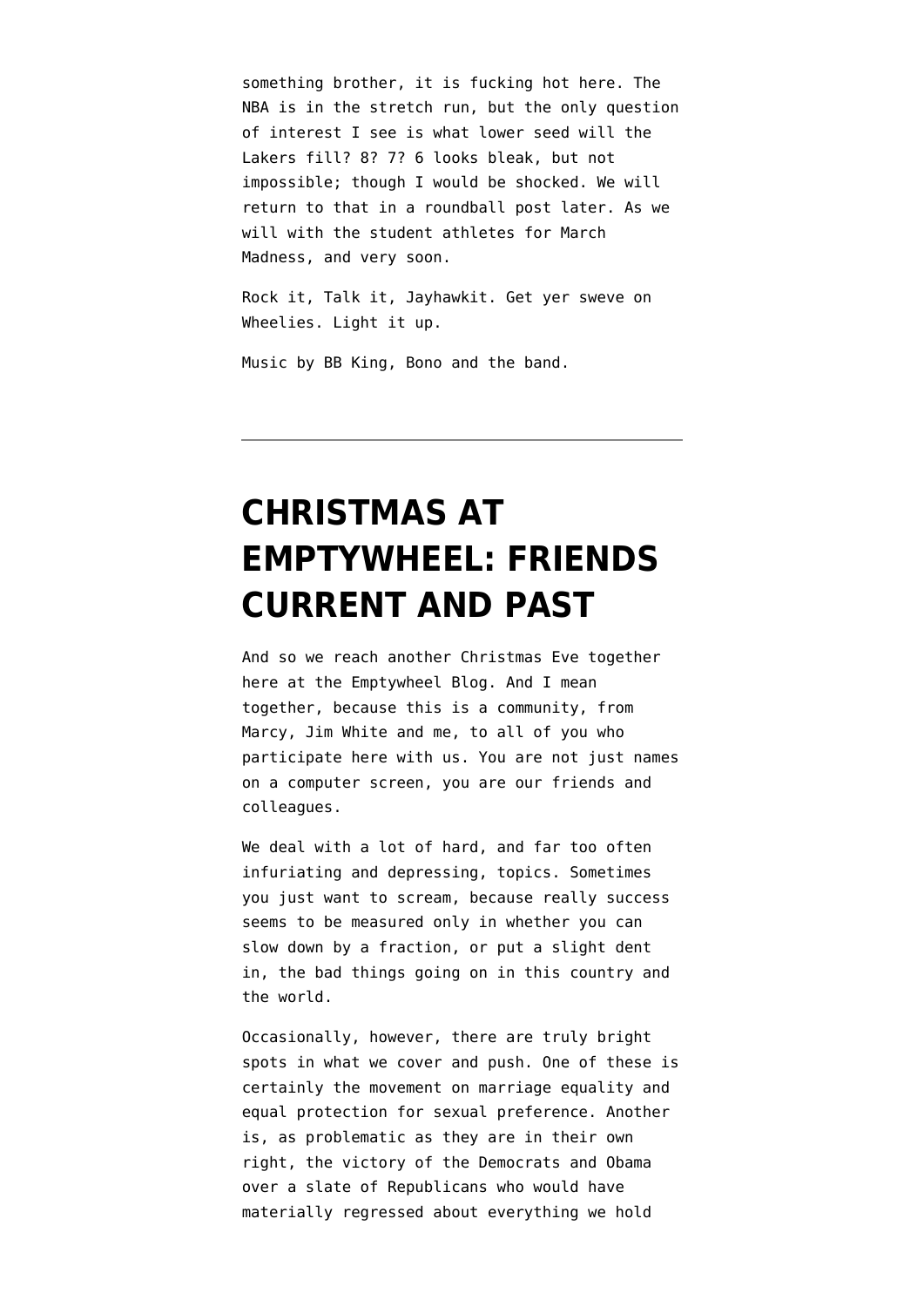something brother, it is fucking hot here. The NBA is in the stretch run, but the only question of interest I see is what lower seed will the Lakers fill? 8? 7? 6 looks bleak, but not impossible; though I would be shocked. We will return to that in a roundball post later. As we will with the student athletes for March Madness, and very soon.

Rock it, Talk it, Jayhawkit. Get yer sweve on Wheelies. Light it up.

Music by BB King, Bono and the band.

---

# CHRISTMAS AT EMPTYWHEEL: FRIENDS CURRENT AND PAST

And so we reach another Christmas Eve together here at the Emptywheel Blog. And I mean together, because this is a community, from Marcy, Jim White and me, to all of you who participate here with us. You are not just names on a computer screen, you are our friends and colleagues.

We deal with a lot of hard, and far too often infuriating and depressing, topics. Sometimes you just want to scream, because really success seems to be measured only in whether you can slow down by a fraction, or put a slight dent in, the bad things going on in this country and the world.

Occasionally, however, there are truly bright spots in what we cover and push. One of these is certainly the movement on marriage equality and equal protection for sexual preference. Another is, as problematic as they are in their own right, the victory of the Democrats and Obama over a slate of Republicans who would have materially regressed about everything we hold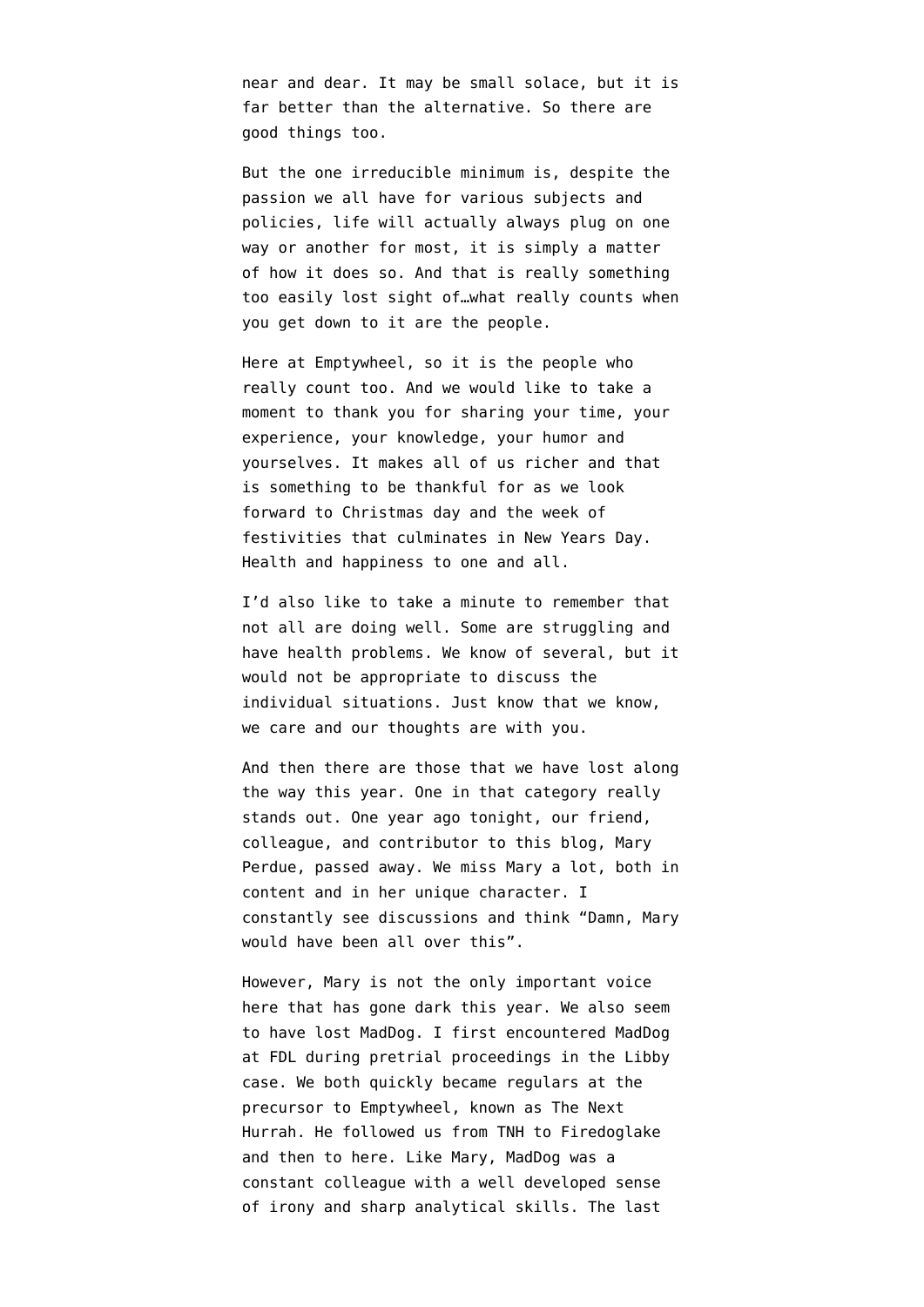near and dear. It may be small solace, but it is far better than the alternative. So there are good things too.

But the one irreducible minimum is, despite the passion we all have for various subjects and policies, life will actually always plug on one way or another for most, it is simply a matter of how it does so. And that is really something too easily lost sight of…what really counts when you get down to it are the people.

Here at Emptywheel, so it is the people who really count too. And we would like to take a moment to thank you for sharing your time, your experience, your knowledge, your humor and yourselves. It makes all of us richer and that is something to be thankful for as we look forward to Christmas day and the week of festivities that culminates in New Years Day. Health and happiness to one and all.

I'd also like to take a minute to remember that not all are doing well. Some are struggling and have health problems. We know of several, but it would not be appropriate to discuss the individual situations. Just know that we know, we care and our thoughts are with you.

And then there are those that we have lost along the way this year. One in that category really stands out. One year ago tonight, our friend, colleague, and contributor to this blog, Mary Perdue, passed away. We miss Mary a lot, both in content and in her unique character. I constantly see discussions and think "Damn, Mary would have been all over this".

However, Mary is not the only important voice here that has gone dark this year. We also seem to have lost MadDog. I first encountered MadDog at FDL during pretrial proceedings in the Libby case. We both quickly became regulars at the precursor to Emptywheel, known as The Next Hurrah. He followed us from TNH to Firedoglake and then to here. Like Mary, MadDog was a constant colleague with a well developed sense of irony and sharp analytical skills. The last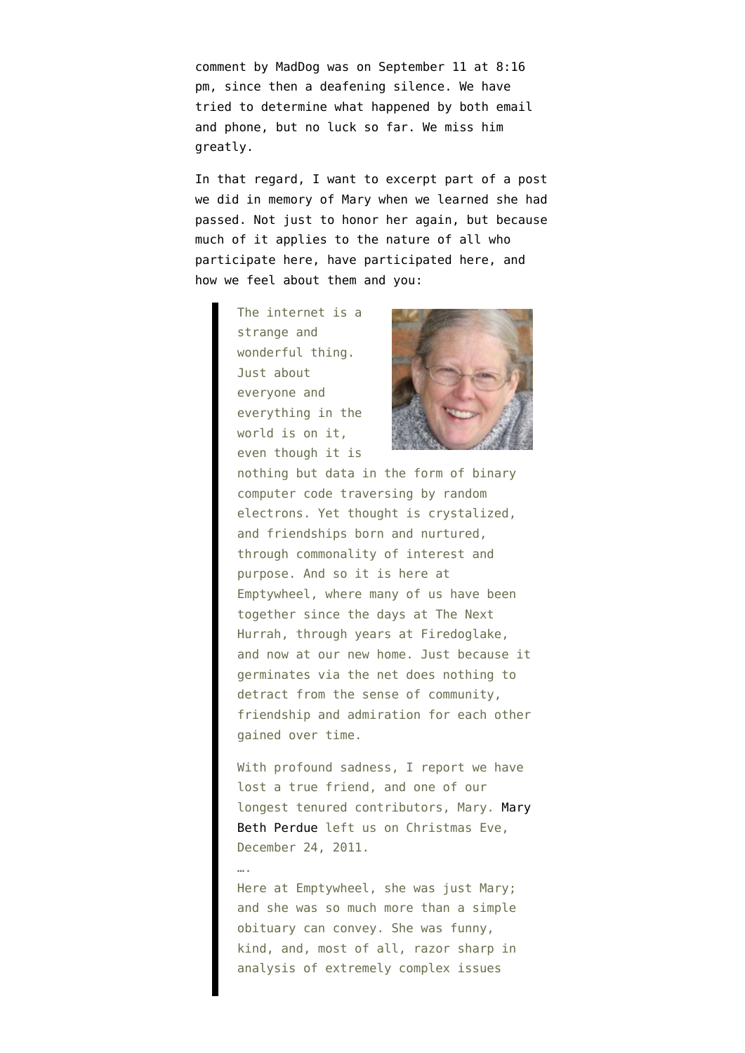comment by MadDog was on September 11 at 8:16 pm, since then a deafening silence. We have tried to determine what happened by both email and phone, but no luck so far. We miss him greatly.

In that regard, I want to excerpt part of a post we did in memory of Mary when we learned she had passed. Not just to honor her again, but because much of it applies to the nature of all who participate here, have participated here, and how we feel about them and you:

> The internet is a strange and wonderful thing. Just about everyone and everything in the world is on it, even though it is nothing but data in the form of binary computer code traversing by random electrons. Yet thought is crystalized, and friendships born and nurtured, through commonality of interest and purpose. And so it is here at Emptywheel, where many of us have been together since the days at The Next Hurrah, through years at Firedoglake, and now at our new home. Just because it germinates via the net does nothing to detract from the sense of community, friendship and admiration for each other gained over time.
>
> With profound sadness, I report we have lost a true friend, and one of our longest tenured contributors, Mary. Mary Beth Perdue left us on Christmas Eve, December 24, 2011.
>
> ….
>
> Here at Emptywheel, she was just Mary; and she was so much more than a simple obituary can convey. She was funny, kind, and, most of all, razor sharp in analysis of extremely complex issues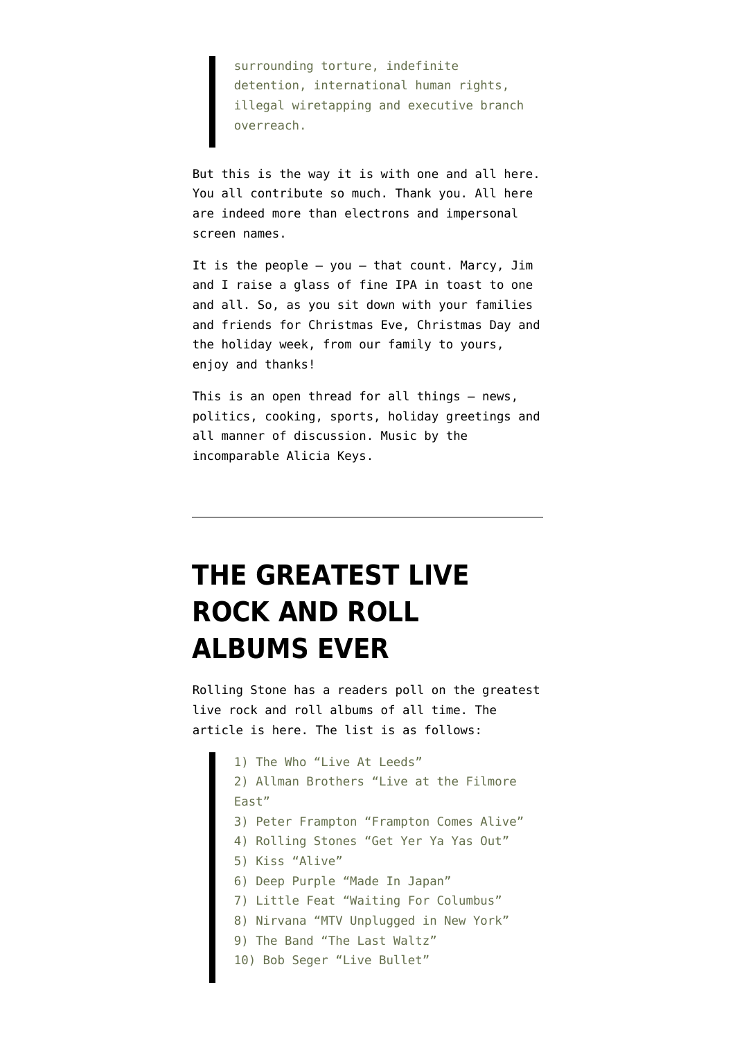> surrounding torture, indefinite detention, international human rights, illegal wiretapping and executive branch overreach.

But this is the way it is with one and all here. You all contribute so much. Thank you. All here are indeed more than electrons and impersonal screen names.

It is the people — you — that count. Marcy, Jim and I raise a glass of fine IPA in toast to one and all. So, as you sit down with your families and friends for Christmas Eve, Christmas Day and the holiday week, from our family to yours, enjoy and thanks!

This is an open thread for all things — news, politics, cooking, sports, holiday greetings and all manner of discussion. Music by the incomparable Alicia Keys.

---

# THE GREATEST LIVE ROCK AND ROLL ALBUMS EVER

Rolling Stone has a readers poll on the greatest live rock and roll albums of all time. The article is here. The list is as follows:

> 1) The Who "Live At Leeds"
> 2) Allman Brothers "Live at the Filmore East"
> 3) Peter Frampton "Frampton Comes Alive"
> 4) Rolling Stones "Get Yer Ya Yas Out"
> 5) Kiss "Alive"
> 6) Deep Purple "Made In Japan"
> 7) Little Feat "Waiting For Columbus"
> 8) Nirvana "MTV Unplugged in New York"
> 9) The Band "The Last Waltz"
> 10) Bob Seger "Live Bullet"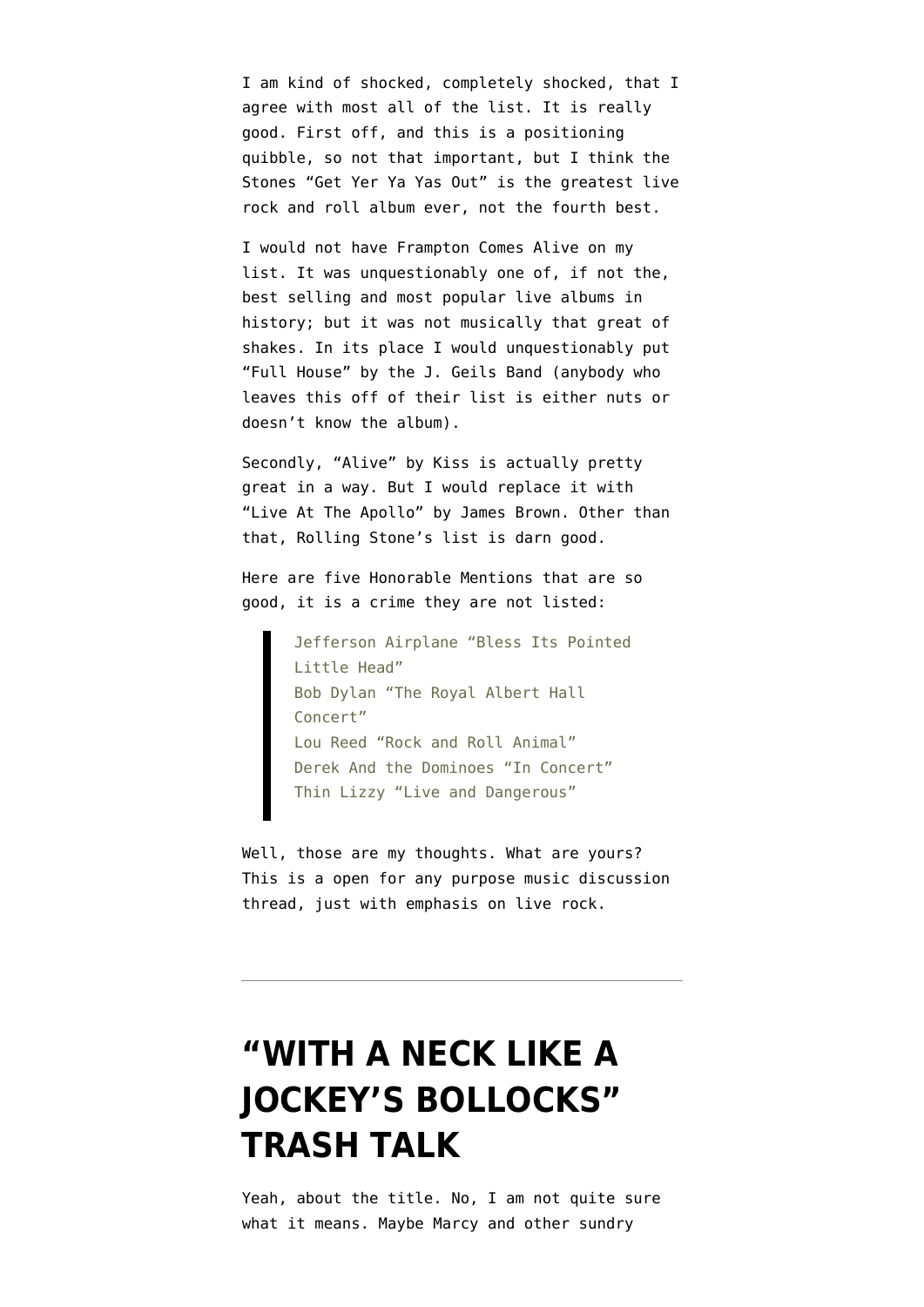I am kind of shocked, completely shocked, that I agree with most all of the list. It is really good. First off, and this is a positioning quibble, so not that important, but I think the Stones "Get Yer Ya Yas Out" is the greatest live rock and roll album ever, not the fourth best.

I would not have Frampton Comes Alive on my list. It was unquestionably one of, if not the, best selling and most popular live albums in history; but it was not musically that great of shakes. In its place I would unquestionably put "Full House" by the J. Geils Band (anybody who leaves this off of their list is either nuts or doesn't know the album).

Secondly, "Alive" by Kiss is actually pretty great in a way. But I would replace it with "Live At The Apollo" by James Brown. Other than that, Rolling Stone's list is darn good.

Here are five Honorable Mentions that are so good, it is a crime they are not listed:

> Jefferson Airplane "Bless Its Pointed Little Head"
> Bob Dylan "The Royal Albert Hall Concert"
> Lou Reed "Rock and Roll Animal"
> Derek And the Dominoes "In Concert"
> Thin Lizzy "Live and Dangerous"

Well, those are my thoughts. What are yours? This is a open for any purpose music discussion thread, just with emphasis on live rock.

---

# "WITH A NECK LIKE A JOCKEY'S BOLLOCKS" TRASH TALK

Yeah, about the title. No, I am not quite sure what it means. Maybe Marcy and other sundry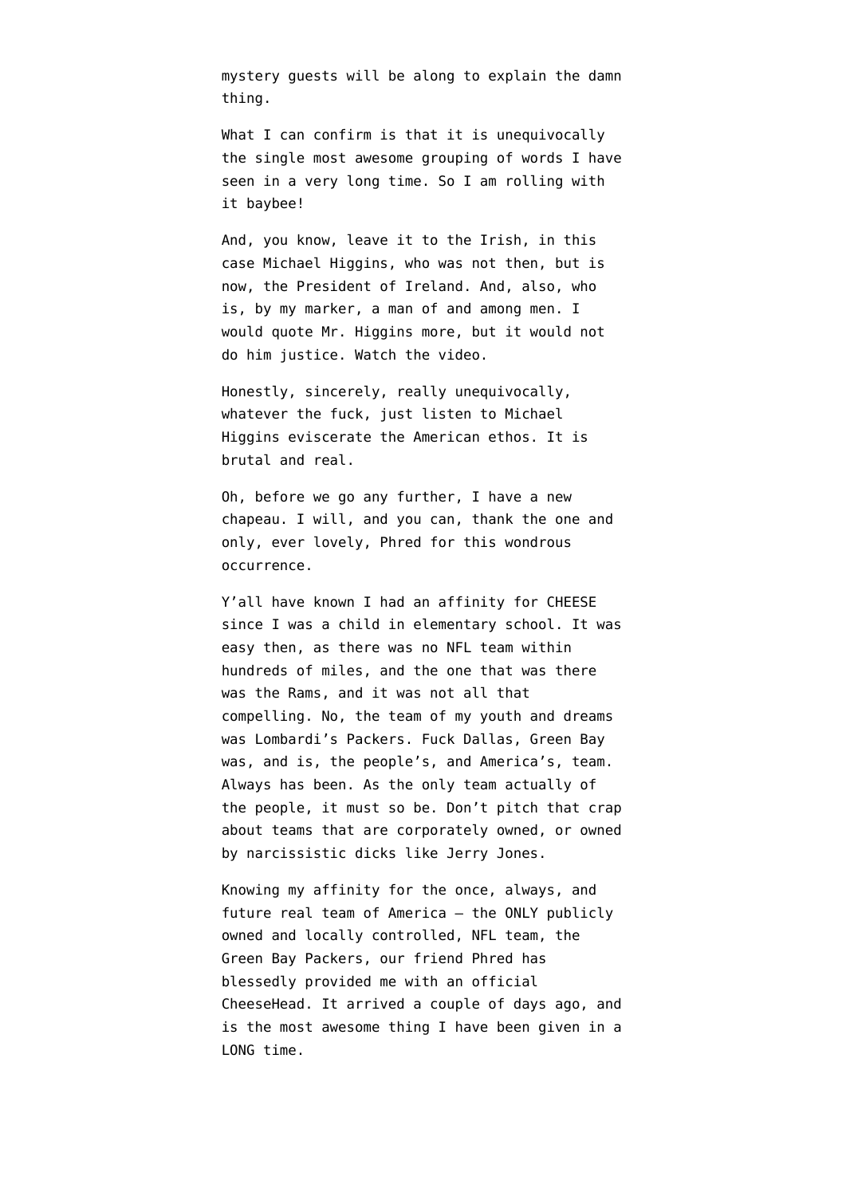mystery guests will be along to explain the damn thing.

What I can confirm is that it is unequivocally the single most awesome grouping of words I have seen in a very long time. So I am rolling with it baybee!

And, you know, leave it to the Irish, in this case Michael Higgins, who was not then, but is now, the President of Ireland. And, also, who is, by my marker, a man of and among men. I would quote Mr. Higgins more, but it would not do him justice. Watch the video.

Honestly, sincerely, really unequivocally, whatever the fuck, just listen to Michael Higgins eviscerate the American ethos. It is brutal and real.

Oh, before we go any further, I have a new chapeau. I will, and you can, thank the one and only, ever lovely, Phred for this wondrous occurrence.

Y'all have known I had an affinity for CHEESE since I was a child in elementary school. It was easy then, as there was no NFL team within hundreds of miles, and the one that was there was the Rams, and it was not all that compelling. No, the team of my youth and dreams was Lombardi's Packers. Fuck Dallas, Green Bay was, and is, the people's, and America's, team. Always has been. As the only team actually of the people, it must so be. Don't pitch that crap about teams that are corporately owned, or owned by narcissistic dicks like Jerry Jones.

Knowing my affinity for the once, always, and future real team of America – the ONLY publicly owned and locally controlled, NFL team, the Green Bay Packers, our friend Phred has blessedly provided me with an official CheeseHead. It arrived a couple of days ago, and is the most awesome thing I have been given in a LONG time.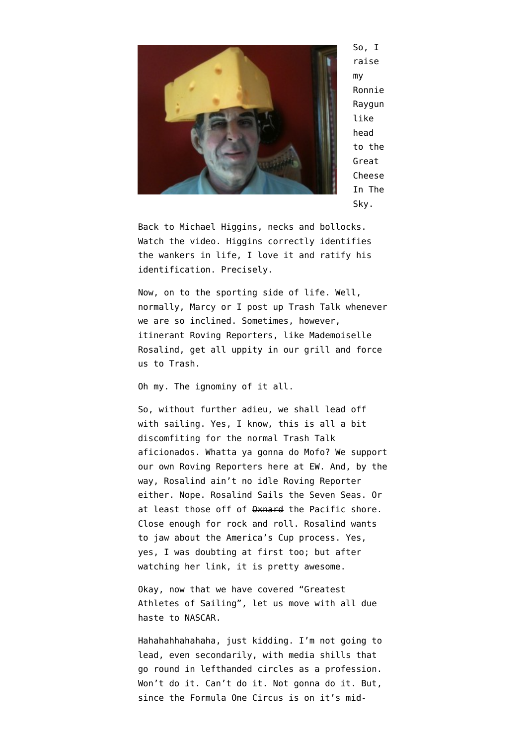So, I raise my Ronnie Raygun like head to the Great Cheese In The Sky.

Back to Michael Higgins, necks and bollocks. Watch the video. Higgins correctly identifies the wankers in life, I love it and ratify his identification. Precisely.

Now, on to the sporting side of life. Well, normally, Marcy or I post up Trash Talk whenever we are so inclined. Sometimes, however, itinerant Roving Reporters, like Mademoiselle Rosalind, get all uppity in our grill and force us to Trash.

Oh my. The ignominy of it all.

So, without further adieu, we shall lead off with sailing. Yes, I know, this is all a bit discomfiting for the normal Trash Talk aficionados. Whatta ya gonna do Mofo? We support our own Roving Reporters here at EW. And, by the way, Rosalind ain't no idle Roving Reporter either. Nope. Rosalind Sails the Seven Seas. Or at least those off of ~~Oxnard~~ the Pacific shore. Close enough for rock and roll. Rosalind wants to jaw about the America's Cup process. Yes, yes, I was doubting at first too; but after watching her link, it is pretty awesome.

Okay, now that we have covered "Greatest Athletes of Sailing", let us move with all due haste to NASCAR.

Hahahahhahahaha, just kidding. I'm not going to lead, even secondarily, with media shills that go round in lefthanded circles as a profession. Won't do it. Can't do it. Not gonna do it. But, since the Formula One Circus is on it's mid-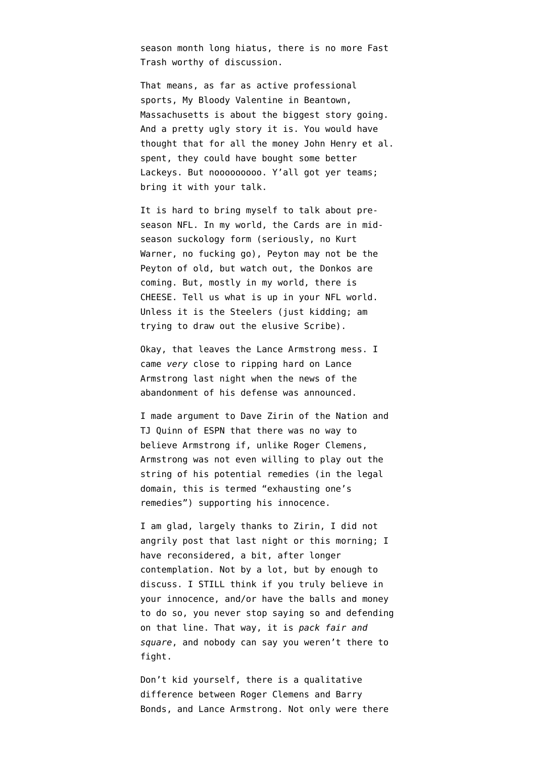season month long hiatus, there is no more Fast Trash worthy of discussion.

That means, as far as active professional sports, My Bloody Valentine in Beantown, Massachusetts is about the biggest story going. And a pretty ugly story it is. You would have thought that for all the money John Henry et al. spent, they could have bought some better Lackeys. But nooooooooo. Y'all got yer teams; bring it with your talk.

It is hard to bring myself to talk about pre-season NFL. In my world, the Cards are in mid-season suckology form (seriously, no Kurt Warner, no fucking go), Peyton may not be the Peyton of old, but watch out, the Donkos are coming. But, mostly in my world, there is CHEESE. Tell us what is up in your NFL world. Unless it is the Steelers (just kidding; am trying to draw out the elusive Scribe).

Okay, that leaves the Lance Armstrong mess. I came *very* close to ripping hard on Lance Armstrong last night when the news of the abandonment of his defense was announced.

I made argument to Dave Zirin of the Nation and TJ Quinn of ESPN that there was no way to believe Armstrong if, unlike Roger Clemens, Armstrong was not even willing to play out the string of his potential remedies (in the legal domain, this is termed "exhausting one's remedies") supporting his innocence.

I am glad, largely thanks to Zirin, I did not angrily post that last night or this morning; I have reconsidered, a bit, after longer contemplation. Not by a lot, but by enough to discuss. I STILL think if you truly believe in your innocence, and/or have the balls and money to do so, you never stop saying so and defending on that line. That way, it is *pack fair and square*, and nobody can say you weren't there to fight.

Don't kid yourself, there is a qualitative difference between Roger Clemens and Barry Bonds, and Lance Armstrong. Not only were there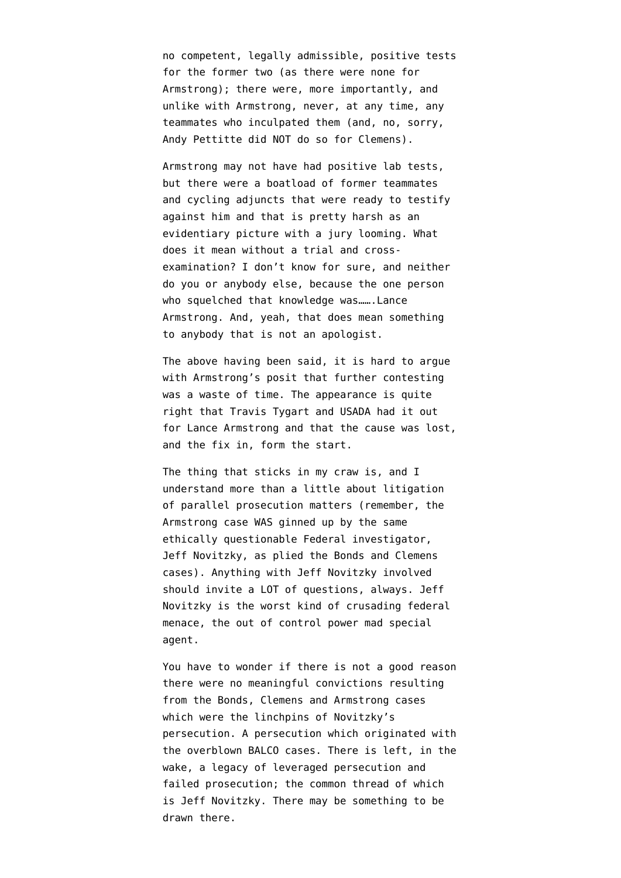no competent, legally admissible, positive tests for the former two (as there were none for Armstrong); there were, more importantly, and unlike with Armstrong, never, at any time, any teammates who inculpated them (and, no, sorry, Andy Pettitte did NOT do so for Clemens).

Armstrong may not have had positive lab tests, but there were a boatload of former teammates and cycling adjuncts that were ready to testify against him and that is pretty harsh as an evidentiary picture with a jury looming. What does it mean without a trial and cross-examination? I don't know for sure, and neither do you or anybody else, because the one person who squelched that knowledge was…….Lance Armstrong. And, yeah, that does mean something to anybody that is not an apologist.

The above having been said, it is hard to argue with Armstrong's posit that further contesting was a waste of time. The appearance is quite right that Travis Tygart and USADA had it out for Lance Armstrong and that the cause was lost, and the fix in, form the start.

The thing that sticks in my craw is, and I understand more than a little about litigation of parallel prosecution matters (remember, the Armstrong case WAS ginned up by the same ethically questionable Federal investigator, Jeff Novitzky, as plied the Bonds and Clemens cases). Anything with Jeff Novitzky involved should invite a LOT of questions, always. Jeff Novitzky is the worst kind of crusading federal menace, the out of control power mad special agent.

You have to wonder if there is not a good reason there were no meaningful convictions resulting from the Bonds, Clemens and Armstrong cases which were the linchpins of Novitzky's persecution. A persecution which originated with the overblown BALCO cases. There is left, in the wake, a legacy of leveraged persecution and failed prosecution; the common thread of which is Jeff Novitzky. There may be something to be drawn there.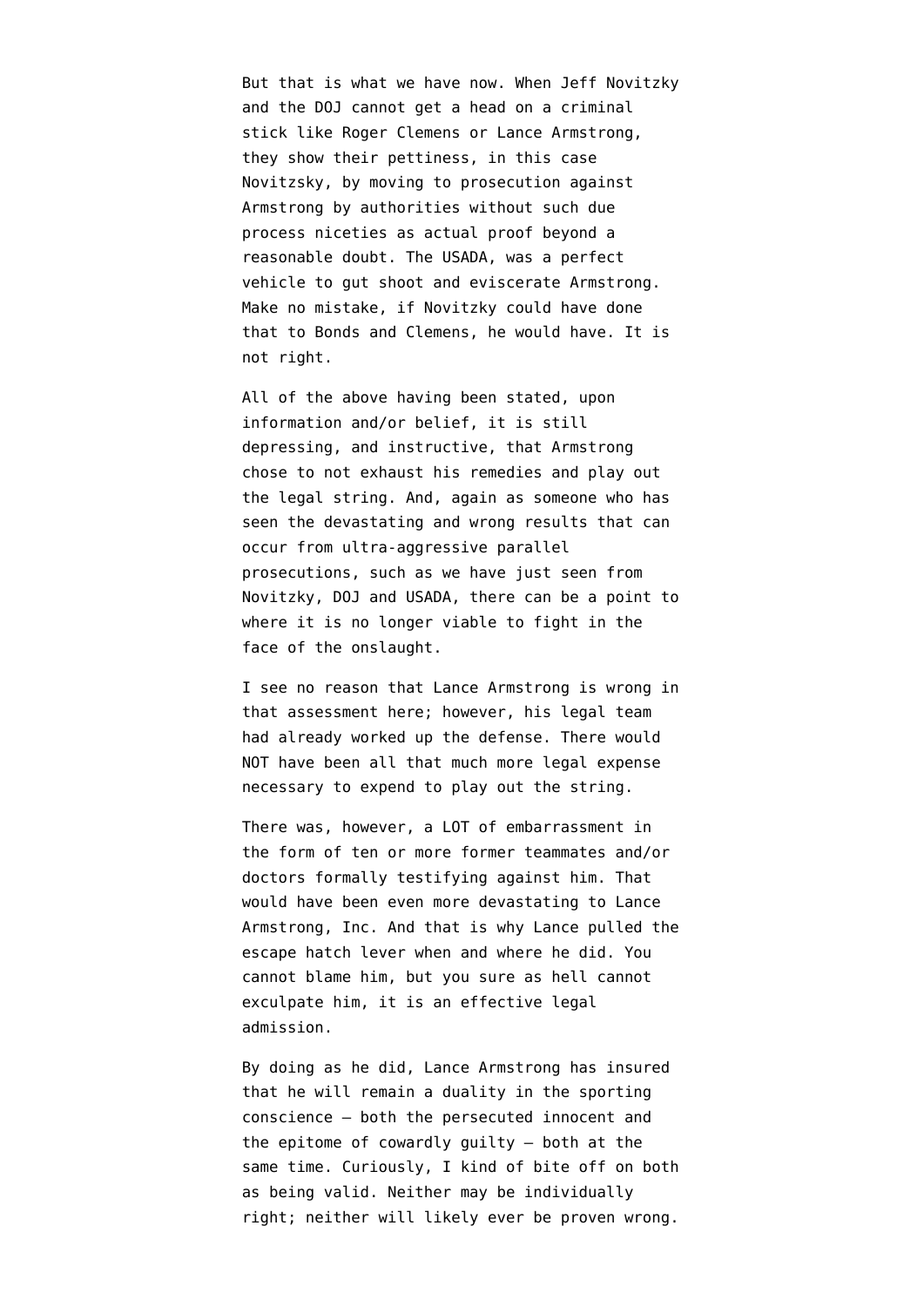But that is what we have now. When Jeff Novitzky and the DOJ cannot get a head on a criminal stick like Roger Clemens or Lance Armstrong, they show their pettiness, in this case Novitzsky, by moving to prosecution against Armstrong by authorities without such due process niceties as actual proof beyond a reasonable doubt. The USADA, was a perfect vehicle to gut shoot and eviscerate Armstrong. Make no mistake, if Novitzky could have done that to Bonds and Clemens, he would have. It is not right.

All of the above having been stated, upon information and/or belief, it is still depressing, and instructive, that Armstrong chose to not exhaust his remedies and play out the legal string. And, again as someone who has seen the devastating and wrong results that can occur from ultra-aggressive parallel prosecutions, such as we have just seen from Novitzky, DOJ and USADA, there can be a point to where it is no longer viable to fight in the face of the onslaught.

I see no reason that Lance Armstrong is wrong in that assessment here; however, his legal team had already worked up the defense. There would NOT have been all that much more legal expense necessary to expend to play out the string.

There was, however, a LOT of embarrassment in the form of ten or more former teammates and/or doctors formally testifying against him. That would have been even more devastating to Lance Armstrong, Inc. And that is why Lance pulled the escape hatch lever when and where he did. You cannot blame him, but you sure as hell cannot exculpate him, it is an effective legal admission.

By doing as he did, Lance Armstrong has insured that he will remain a duality in the sporting conscience – both the persecuted innocent and the epitome of cowardly guilty – both at the same time. Curiously, I kind of bite off on both as being valid. Neither may be individually right; neither will likely ever be proven wrong.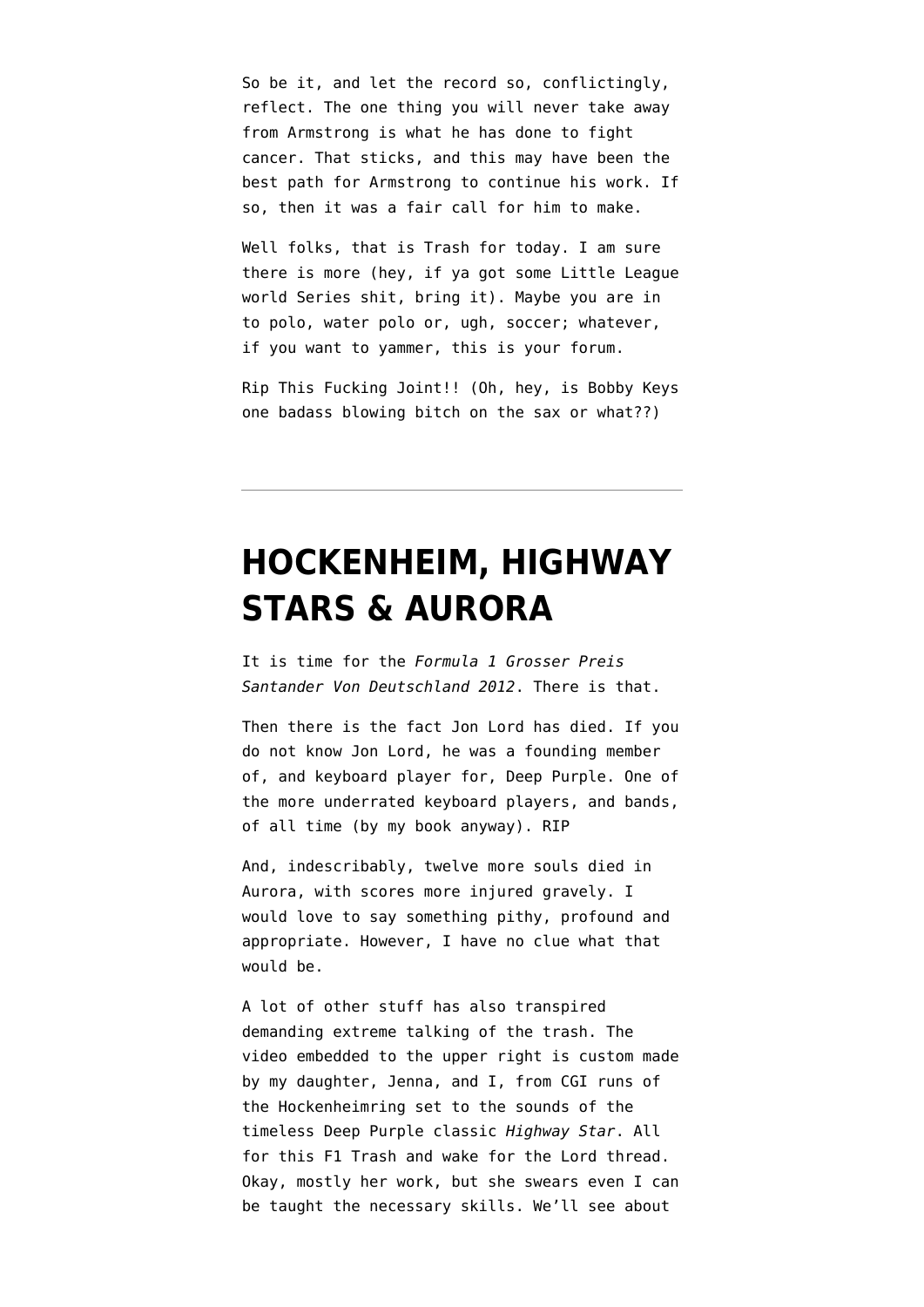So be it, and let the record so, conflictingly, reflect. The one thing you will never take away from Armstrong is what he has done to fight cancer. That sticks, and this may have been the best path for Armstrong to continue his work. If so, then it was a fair call for him to make.

Well folks, that is Trash for today. I am sure there is more (hey, if ya got some Little League world Series shit, bring it). Maybe you are in to polo, water polo or, ugh, soccer; whatever, if you want to yammer, this is your forum.

Rip This Fucking Joint!! (Oh, hey, is Bobby Keys one badass blowing bitch on the sax or what??)

---

# HOCKENHEIM, HIGHWAY STARS & AURORA

It is time for the *Formula 1 Grosser Preis Santander Von Deutschland 2012*. There is that.

Then there is the fact Jon Lord has died. If you do not know Jon Lord, he was a founding member of, and keyboard player for, Deep Purple. One of the more underrated keyboard players, and bands, of all time (by my book anyway). RIP

And, indescribably, twelve more souls died in Aurora, with scores more injured gravely. I would love to say something pithy, profound and appropriate. However, I have no clue what that would be.

A lot of other stuff has also transpired demanding extreme talking of the trash. The video embedded to the upper right is custom made by my daughter, Jenna, and I, from CGI runs of the Hockenheimring set to the sounds of the timeless Deep Purple classic *Highway Star*. All for this F1 Trash and wake for the Lord thread. Okay, mostly her work, but she swears even I can be taught the necessary skills. We'll see about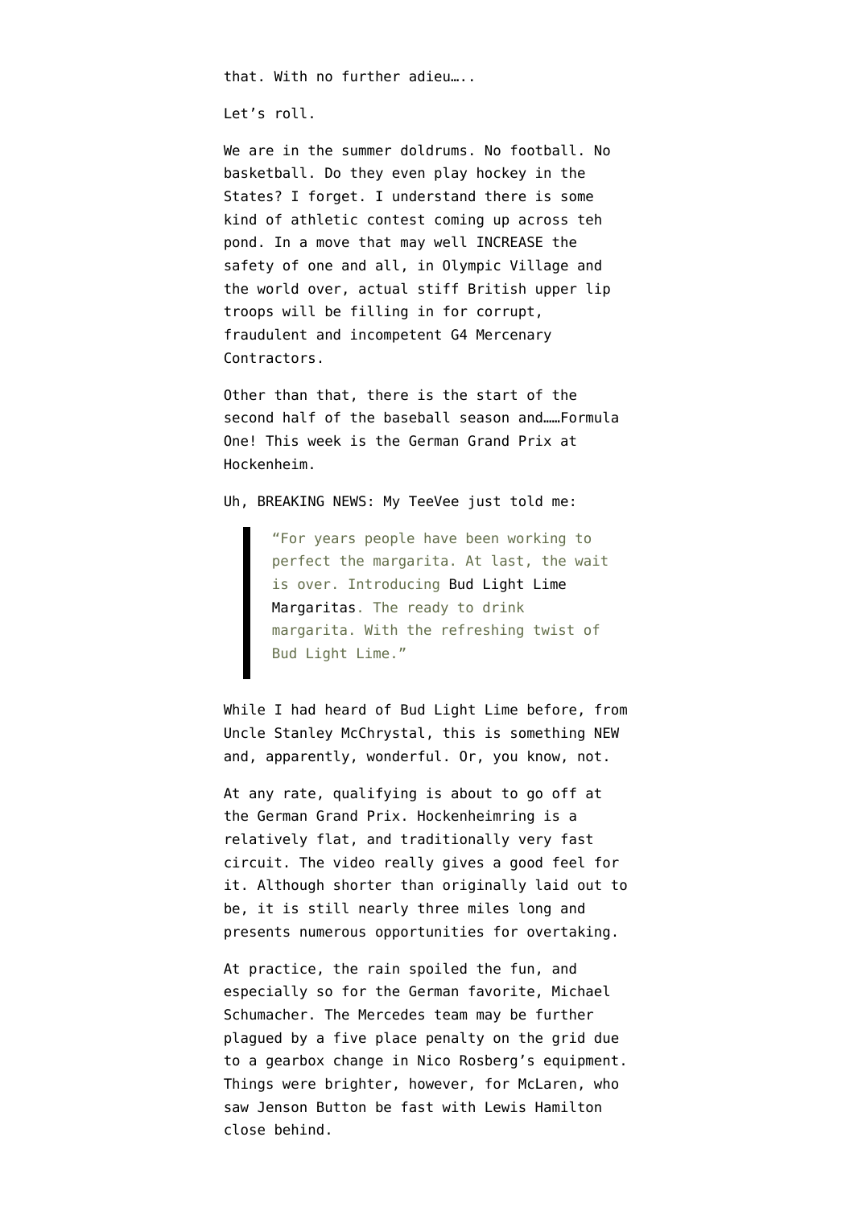that. With no further adieu…..

Let's roll.

We are in the summer doldrums. No football. No basketball. Do they even play hockey in the States? I forget. I understand there is some kind of athletic contest coming up across teh pond. In a move that may well INCREASE the safety of one and all, in Olympic Village and the world over, actual stiff British upper lip troops will be filling in for corrupt, fraudulent and incompetent G4 Mercenary Contractors.

Other than that, there is the start of the second half of the baseball season and……Formula One! This week is the German Grand Prix at Hockenheim.

Uh, BREAKING NEWS: My TeeVee just told me:

> "For years people have been working to perfect the margarita. At last, the wait is over. Introducing Bud Light Lime Margaritas. The ready to drink margarita. With the refreshing twist of Bud Light Lime."

While I had heard of Bud Light Lime before, from Uncle Stanley McChrystal, this is something NEW and, apparently, wonderful. Or, you know, not.

At any rate, qualifying is about to go off at the German Grand Prix. Hockenheimring is a relatively flat, and traditionally very fast circuit. The video really gives a good feel for it. Although shorter than originally laid out to be, it is still nearly three miles long and presents numerous opportunities for overtaking.

At practice, the rain spoiled the fun, and especially so for the German favorite, Michael Schumacher. The Mercedes team may be further plagued by a five place penalty on the grid due to a gearbox change in Nico Rosberg's equipment. Things were brighter, however, for McLaren, who saw Jenson Button be fast with Lewis Hamilton close behind.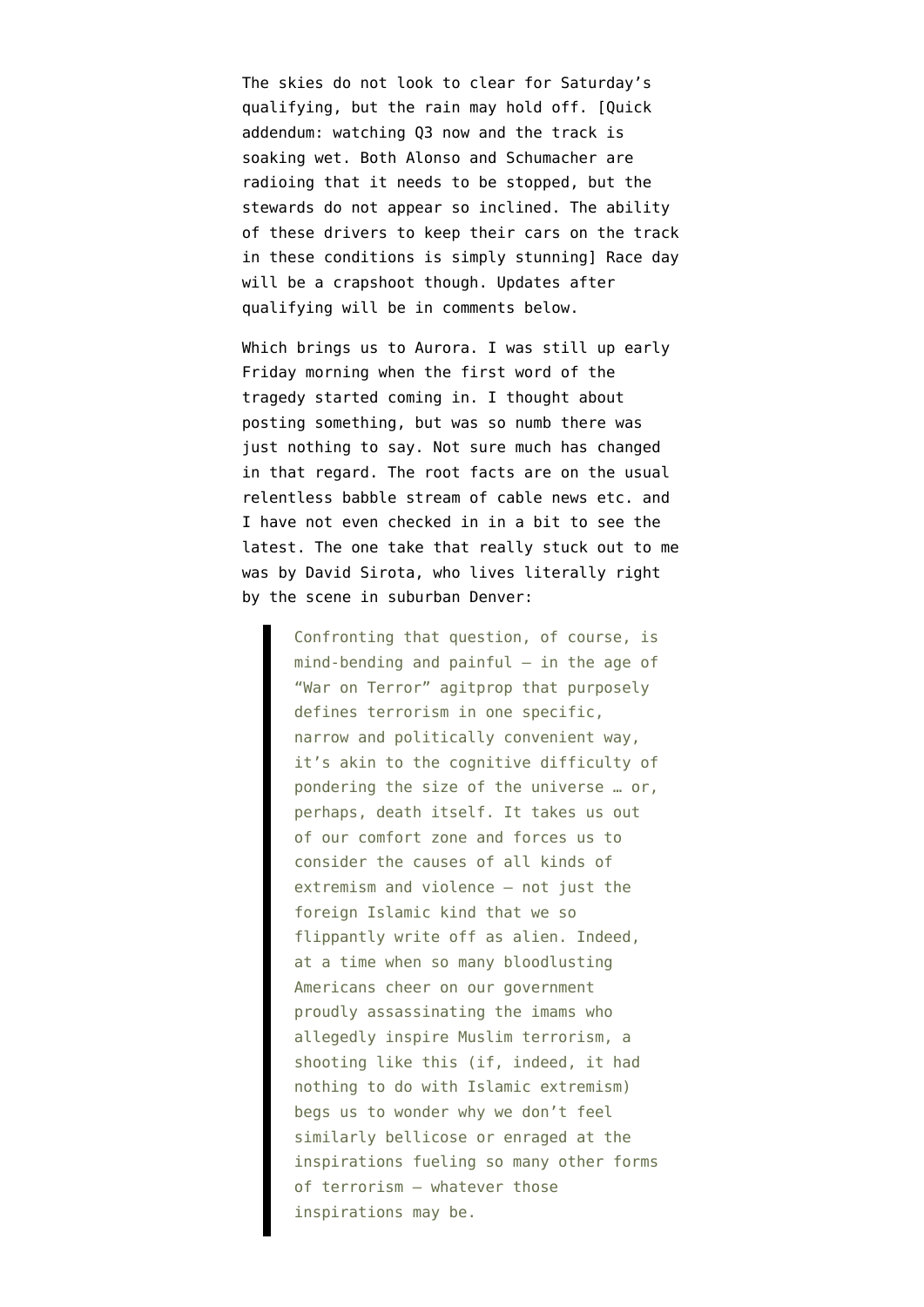The skies do not look to clear for Saturday's qualifying, but the rain may hold off. [Quick addendum: watching Q3 now and the track is soaking wet. Both Alonso and Schumacher are radioing that it needs to be stopped, but the stewards do not appear so inclined. The ability of these drivers to keep their cars on the track in these conditions is simply stunning] Race day will be a crapshoot though. Updates after qualifying will be in comments below.

Which brings us to Aurora. I was still up early Friday morning when the first word of the tragedy started coming in. I thought about posting something, but was so numb there was just nothing to say. Not sure much has changed in that regard. The root facts are on the usual relentless babble stream of cable news etc. and I have not even checked in in a bit to see the latest. The one take that really stuck out to me was by David Sirota, who lives literally right by the scene in suburban Denver:

> Confronting that question, of course, is mind-bending and painful — in the age of "War on Terror" agitprop that purposely defines terrorism in one specific, narrow and politically convenient way, it's akin to the cognitive difficulty of pondering the size of the universe … or, perhaps, death itself. It takes us out of our comfort zone and forces us to consider the causes of all kinds of extremism and violence — not just the foreign Islamic kind that we so flippantly write off as alien. Indeed, at a time when so many bloodlusting Americans cheer on our government proudly assassinating the imams who allegedly inspire Muslim terrorism, a shooting like this (if, indeed, it had nothing to do with Islamic extremism) begs us to wonder why we don't feel similarly bellicose or enraged at the inspirations fueling so many other forms of terrorism — whatever those inspirations may be.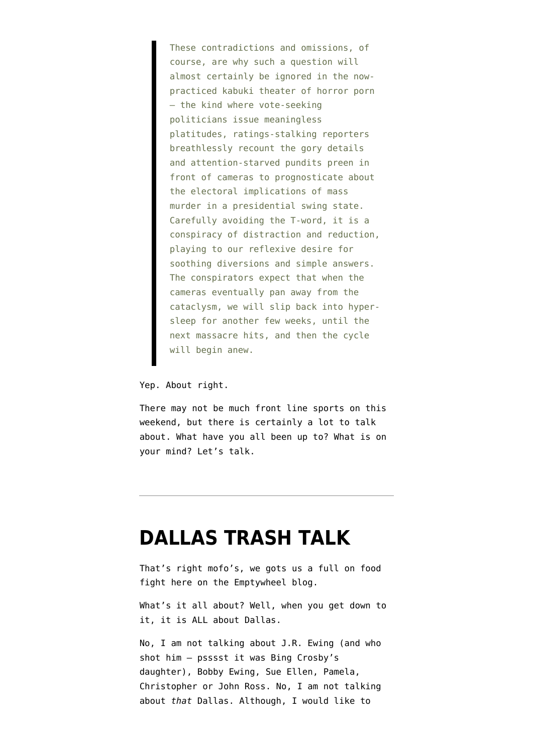> These contradictions and omissions, of course, are why such a question will almost certainly be ignored in the now-practiced kabuki theater of horror porn – the kind where vote-seeking politicians issue meaningless platitudes, ratings-stalking reporters breathlessly recount the gory details and attention-starved pundits preen in front of cameras to prognosticate about the electoral implications of mass murder in a presidential swing state. Carefully avoiding the T-word, it is a conspiracy of distraction and reduction, playing to our reflexive desire for soothing diversions and simple answers. The conspirators expect that when the cameras eventually pan away from the cataclysm, we will slip back into hyper-sleep for another few weeks, until the next massacre hits, and then the cycle will begin anew.

Yep. About right.

There may not be much front line sports on this weekend, but there is certainly a lot to talk about. What have you all been up to? What is on your mind? Let's talk.

---

# DALLAS TRASH TALK

That's right mofo's, we gots us a full on food fight here on the Emptywheel blog.

What's it all about? Well, when you get down to it, it is ALL about Dallas.

No, I am not talking about J.R. Ewing (and who shot him – psssst it was Bing Crosby's daughter), Bobby Ewing, Sue Ellen, Pamela, Christopher or John Ross. No, I am not talking about *that* Dallas. Although, I would like to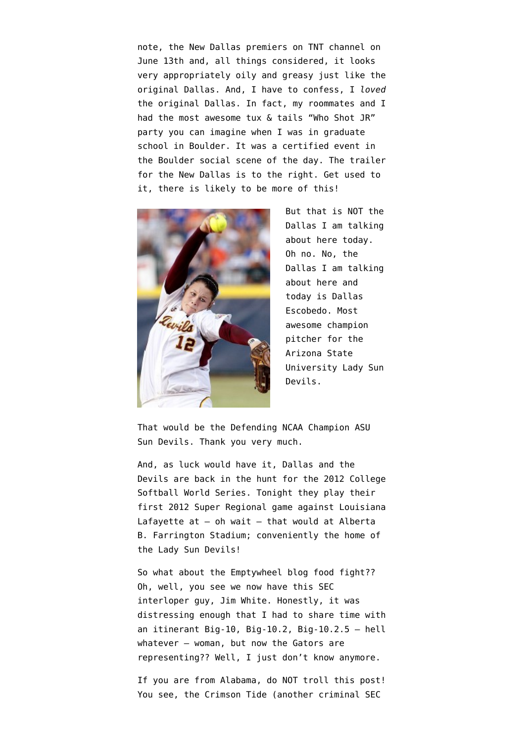note, the New Dallas premiers on TNT channel on June 13th and, all things considered, it looks very appropriately oily and greasy just like the original Dallas. And, I have to confess, I *loved* the original Dallas. In fact, my roommates and I had the most awesome tux & tails "Who Shot JR" party you can imagine when I was in graduate school in Boulder. It was a certified event in the Boulder social scene of the day. The trailer for the New Dallas is to the right. Get used to it, there is likely to be more of this!

But that is NOT the Dallas I am talking about here today. Oh no. No, the Dallas I am talking about here and today is Dallas Escobedo. Most awesome champion pitcher for the Arizona State University Lady Sun Devils.

That would be the Defending NCAA Champion ASU Sun Devils. Thank you very much.

And, as luck would have it, Dallas and the Devils are back in the hunt for the 2012 College Softball World Series. Tonight they play their first 2012 Super Regional game against Louisiana Lafayette at – oh wait – that would at Alberta B. Farrington Stadium; conveniently the home of the Lady Sun Devils!

So what about the Emptywheel blog food fight?? Oh, well, you see we now have this SEC interloper guy, Jim White. Honestly, it was distressing enough that I had to share time with an itinerant Big-10, Big-10.2, Big-10.2.5 – hell whatever – woman, but now the Gators are representing?? Well, I just don't know anymore.

If you are from Alabama, do NOT troll this post! You see, the Crimson Tide (another criminal SEC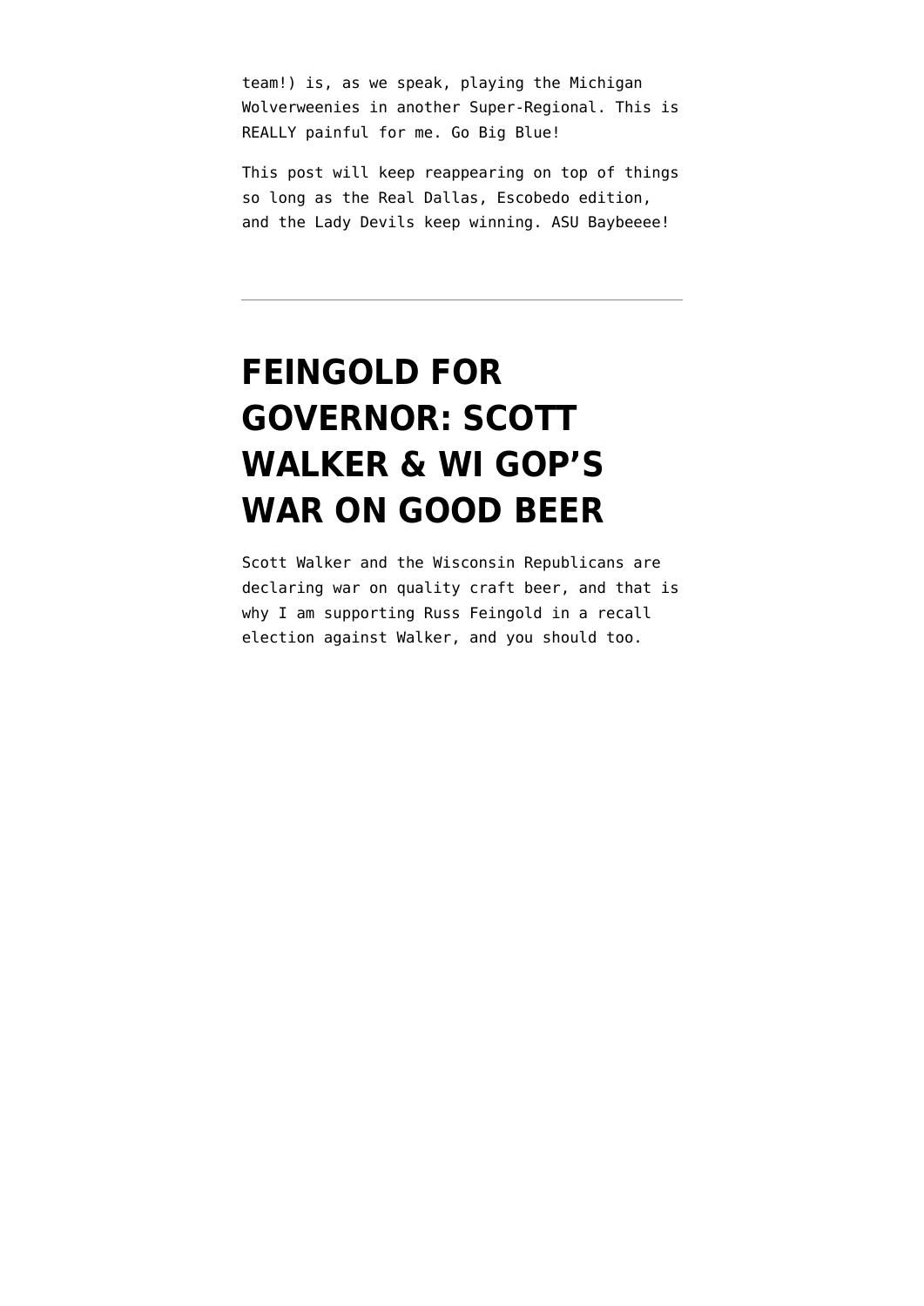team!) is, as we speak, playing the Michigan Wolverweenies in another Super-Regional. This is REALLY painful for me. Go Big Blue!

This post will keep reappearing on top of things so long as the Real Dallas, Escobedo edition, and the Lady Devils keep winning. ASU Baybeeee!

---

# FEINGOLD FOR GOVERNOR: SCOTT WALKER & WI GOP'S WAR ON GOOD BEER

Scott Walker and the Wisconsin Republicans are declaring war on quality craft beer, and that is why I am supporting Russ Feingold in a recall election against Walker, and you should too.